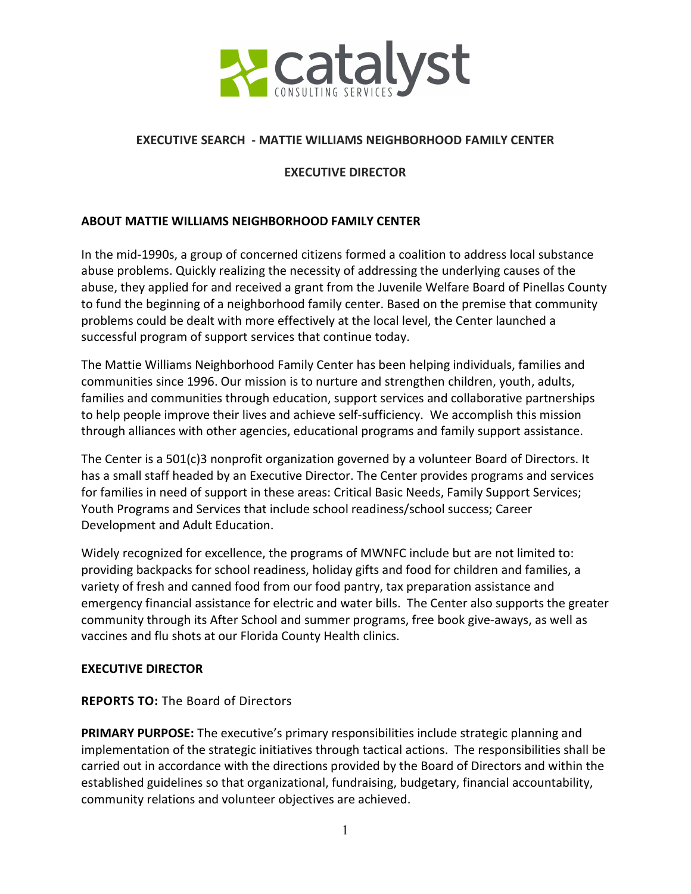# EXECUTIVE SEARCH - MATTIE WILLIAMS NEIGHBORHOOD FAMILY CENTER

## EXECUTIVE DIRECTOR

### ABOUT MATTIE WILLIAMS NEIGHBORHOOD FAMILY CENTER

In the mid-1990s, a group of concerned citizens formed a coalition to address local substance abuse problems. Quickly realizing the necessity of addressing the underlying causes of the abuse, they applied for and received a grant from the Juvenile Welfare Board of Pinellas County to fund the beginning of a neighborhood family center. Based on the premise that community problems could be dealt with more effectively at the local level, the Center launched a successful program of support services that continue today.

The Mattie Williams Neighborhood Family Center has been helping individuals, families and communities since 1996. Our mission is to nurture and strengthen children, youth, adults, families and communities through education, support services and collaborative partnerships to help people improve their lives and achieve self-sufficiency. We accomplish this mission through alliances with other agencies, educational programs and family support assistance.

The Center is a 501(c)3 nonprofit organization governed by a volunteer Board of Directors. It has a small staff headed by an Executive Director. The Center provides programs and services for families in need of support in these areas: Critical Basic Needs, Family Support Services; Youth Programs and Services that include school readiness/school success; Career Development and Adult Education.

Widely recognized for excellence, the programs of MWNFC include but are not limited to: providing backpacks for school readiness, holiday gifts and food for children and families, a variety of fresh and canned food from our food pantry, tax preparation assistance and emergency financial assistance for electric and water bills. The Center also supports the greater community through its After School and summer programs, free book give-aways, as well as vaccines and flu shots at our Florida County Health clinics.

### EXECUTIVE DIRECTOR

**REPORTS TO:** The Board of Directors

**PRIMARY PURPOSE:** The executive's primary responsibilities include strategic planning and implementation of the strategic initiatives through tactical actions. The responsibilities shall be carried out in accordance with the directions provided by the Board of Directors and within the established guidelines so that organizational, fundraising, budgetary, financial accountability, community relations and volunteer objectives are achieved.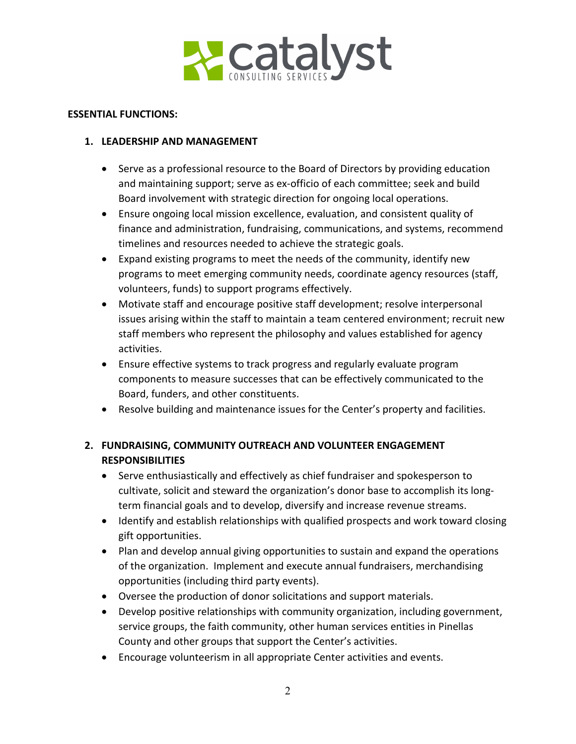**ESSENTIAL FUNCTIONS:**

1. **LEADERSHIP AND MANAGEMENT**

   - Serve as a professional resource to the Board of Directors by providing education and maintaining support; serve as ex-officio of each committee; seek and build Board involvement with strategic direction for ongoing local operations.
   - Ensure ongoing local mission excellence, evaluation, and consistent quality of finance and administration, fundraising, communications, and systems, recommend timelines and resources needed to achieve the strategic goals.
   - Expand existing programs to meet the needs of the community, identify new programs to meet emerging community needs, coordinate agency resources (staff, volunteers, funds) to support programs effectively.
   - Motivate staff and encourage positive staff development; resolve interpersonal issues arising within the staff to maintain a team centered environment; recruit new staff members who represent the philosophy and values established for agency activities.
   - Ensure effective systems to track progress and regularly evaluate program components to measure successes that can be effectively communicated to the Board, funders, and other constituents.
   - Resolve building and maintenance issues for the Center's property and facilities.

2. **FUNDRAISING, COMMUNITY OUTREACH AND VOLUNTEER ENGAGEMENT RESPONSIBILITIES**

   - Serve enthusiastically and effectively as chief fundraiser and spokesperson to cultivate, solicit and steward the organization's donor base to accomplish its long-term financial goals and to develop, diversify and increase revenue streams.
   - Identify and establish relationships with qualified prospects and work toward closing gift opportunities.
   - Plan and develop annual giving opportunities to sustain and expand the operations of the organization. Implement and execute annual fundraisers, merchandising opportunities (including third party events).
   - Oversee the production of donor solicitations and support materials.
   - Develop positive relationships with community organization, including government, service groups, the faith community, other human services entities in Pinellas County and other groups that support the Center's activities.
   - Encourage volunteerism in all appropriate Center activities and events.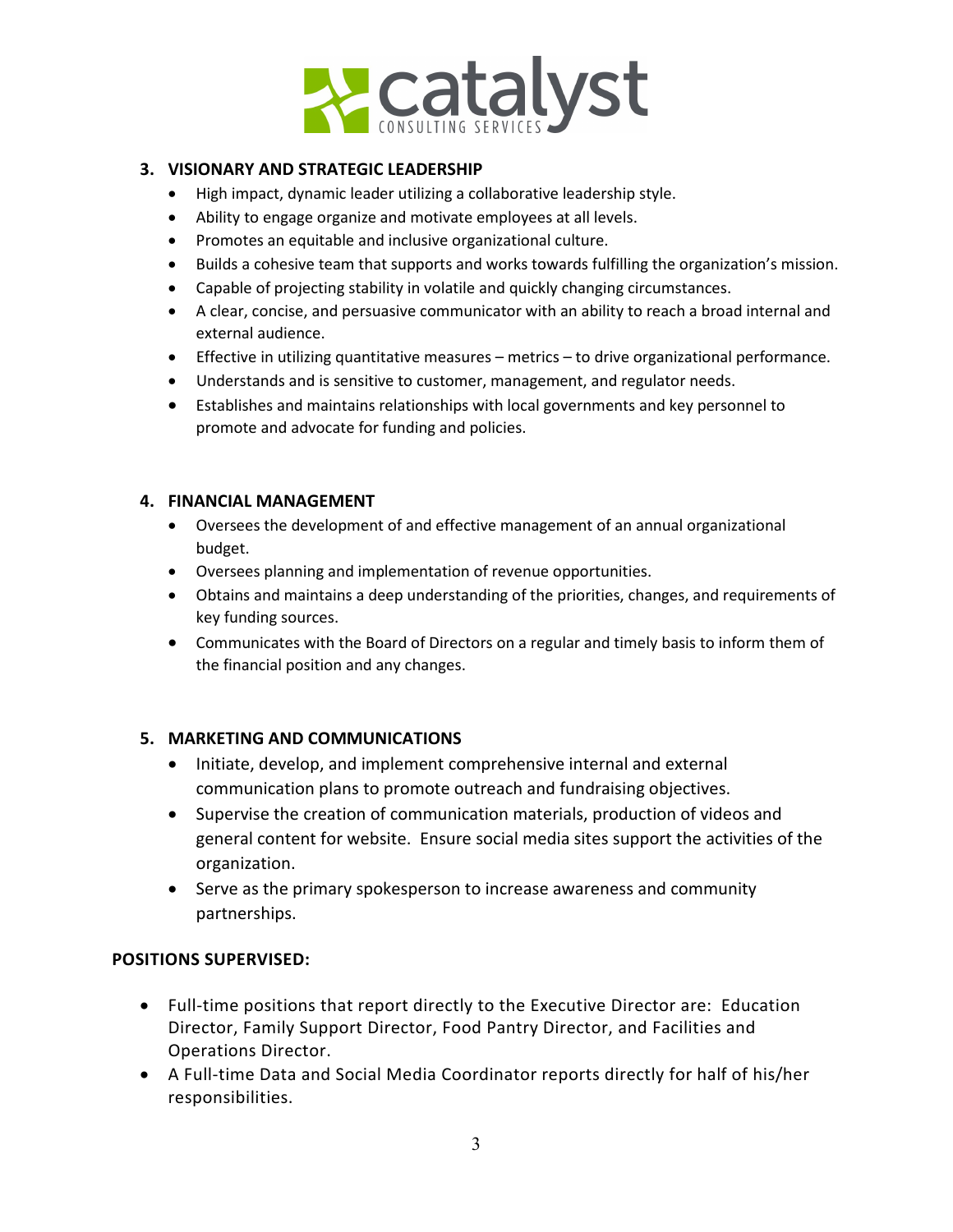### 3. VISIONARY AND STRATEGIC LEADERSHIP

- High impact, dynamic leader utilizing a collaborative leadership style.
- Ability to engage organize and motivate employees at all levels.
- Promotes an equitable and inclusive organizational culture.
- Builds a cohesive team that supports and works towards fulfilling the organization's mission.
- Capable of projecting stability in volatile and quickly changing circumstances.
- A clear, concise, and persuasive communicator with an ability to reach a broad internal and external audience.
- Effective in utilizing quantitative measures – metrics – to drive organizational performance.
- Understands and is sensitive to customer, management, and regulator needs.
- Establishes and maintains relationships with local governments and key personnel to promote and advocate for funding and policies.

### 4. FINANCIAL MANAGEMENT

- Oversees the development of and effective management of an annual organizational budget.
- Oversees planning and implementation of revenue opportunities.
- Obtains and maintains a deep understanding of the priorities, changes, and requirements of key funding sources.
- Communicates with the Board of Directors on a regular and timely basis to inform them of the financial position and any changes.

### 5. MARKETING AND COMMUNICATIONS

- Initiate, develop, and implement comprehensive internal and external communication plans to promote outreach and fundraising objectives.
- Supervise the creation of communication materials, production of videos and general content for website. Ensure social media sites support the activities of the organization.
- Serve as the primary spokesperson to increase awareness and community partnerships.

## POSITIONS SUPERVISED:

- Full-time positions that report directly to the Executive Director are: Education Director, Family Support Director, Food Pantry Director, and Facilities and Operations Director.
- A Full-time Data and Social Media Coordinator reports directly for half of his/her responsibilities.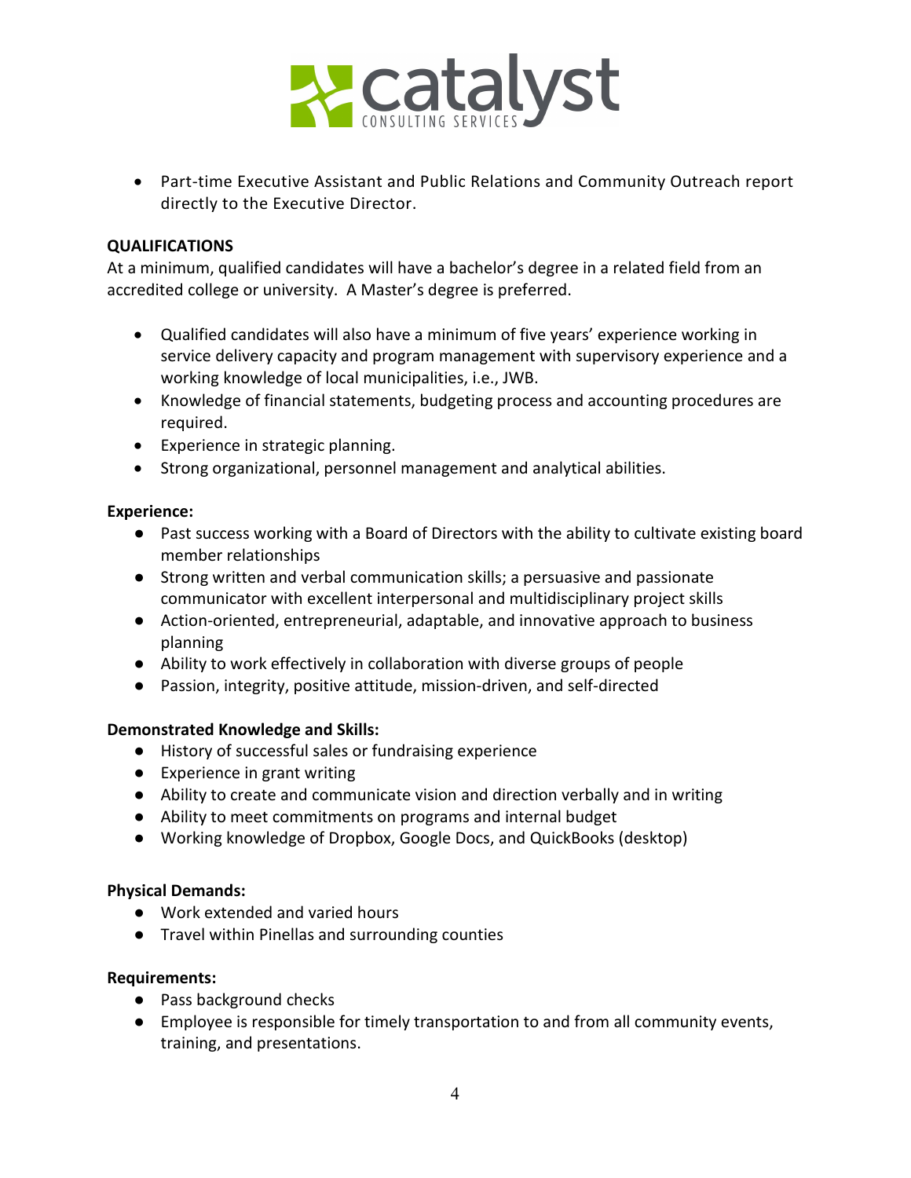- Part-time Executive Assistant and Public Relations and Community Outreach report directly to the Executive Director.

**QUALIFICATIONS**

At a minimum, qualified candidates will have a bachelor's degree in a related field from an accredited college or university. A Master's degree is preferred.

- Qualified candidates will also have a minimum of five years' experience working in service delivery capacity and program management with supervisory experience and a working knowledge of local municipalities, i.e., JWB.
- Knowledge of financial statements, budgeting process and accounting procedures are required.
- Experience in strategic planning.
- Strong organizational, personnel management and analytical abilities.

**Experience:**

- Past success working with a Board of Directors with the ability to cultivate existing board member relationships
- Strong written and verbal communication skills; a persuasive and passionate communicator with excellent interpersonal and multidisciplinary project skills
- Action-oriented, entrepreneurial, adaptable, and innovative approach to business planning
- Ability to work effectively in collaboration with diverse groups of people
- Passion, integrity, positive attitude, mission-driven, and self-directed

**Demonstrated Knowledge and Skills:**

- History of successful sales or fundraising experience
- Experience in grant writing
- Ability to create and communicate vision and direction verbally and in writing
- Ability to meet commitments on programs and internal budget
- Working knowledge of Dropbox, Google Docs, and QuickBooks (desktop)

**Physical Demands:**

- Work extended and varied hours
- Travel within Pinellas and surrounding counties

**Requirements:**

- Pass background checks
- Employee is responsible for timely transportation to and from all community events, training, and presentations.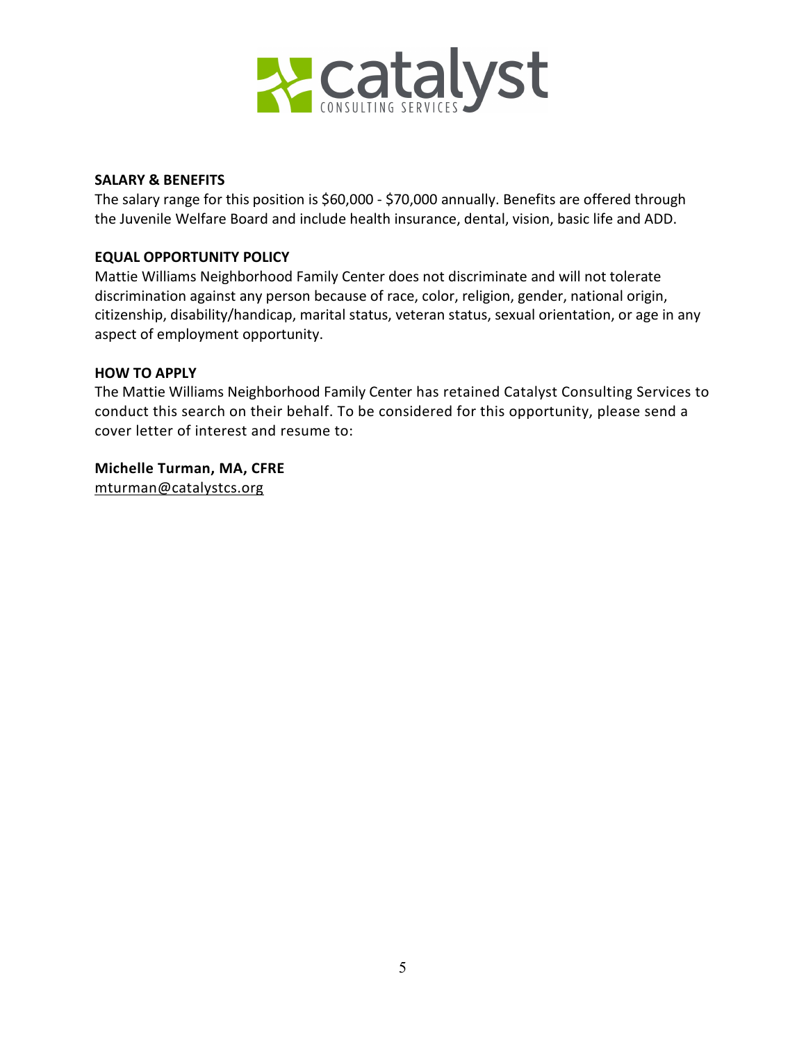**SALARY & BENEFITS**

The salary range for this position is $60,000 - $70,000 annually. Benefits are offered through the Juvenile Welfare Board and include health insurance, dental, vision, basic life and ADD.

**EQUAL OPPORTUNITY POLICY**

Mattie Williams Neighborhood Family Center does not discriminate and will not tolerate discrimination against any person because of race, color, religion, gender, national origin, citizenship, disability/handicap, marital status, veteran status, sexual orientation, or age in any aspect of employment opportunity.

**HOW TO APPLY**

The Mattie Williams Neighborhood Family Center has retained Catalyst Consulting Services to conduct this search on their behalf. To be considered for this opportunity, please send a cover letter of interest and resume to:

**Michelle Turman, MA, CFRE**
mturman@catalystcs.org